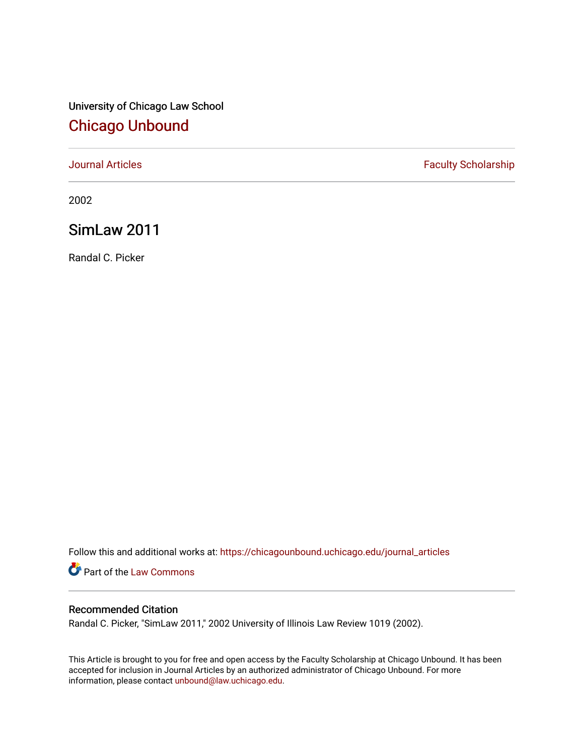University of Chicago Law School

## Chicago Unbound

Journal Articles | Faculty Scholarship

2002

# SimLaw 2011

Randal C. Picker

Follow this and additional works at: https://chicagounbound.uchicago.edu/journal_articles

Part of the Law Commons

### Recommended Citation

Randal C. Picker, "SimLaw 2011," 2002 University of Illinois Law Review 1019 (2002).

This Article is brought to you for free and open access by the Faculty Scholarship at Chicago Unbound. It has been accepted for inclusion in Journal Articles by an authorized administrator of Chicago Unbound. For more information, please contact unbound@law.uchicago.edu.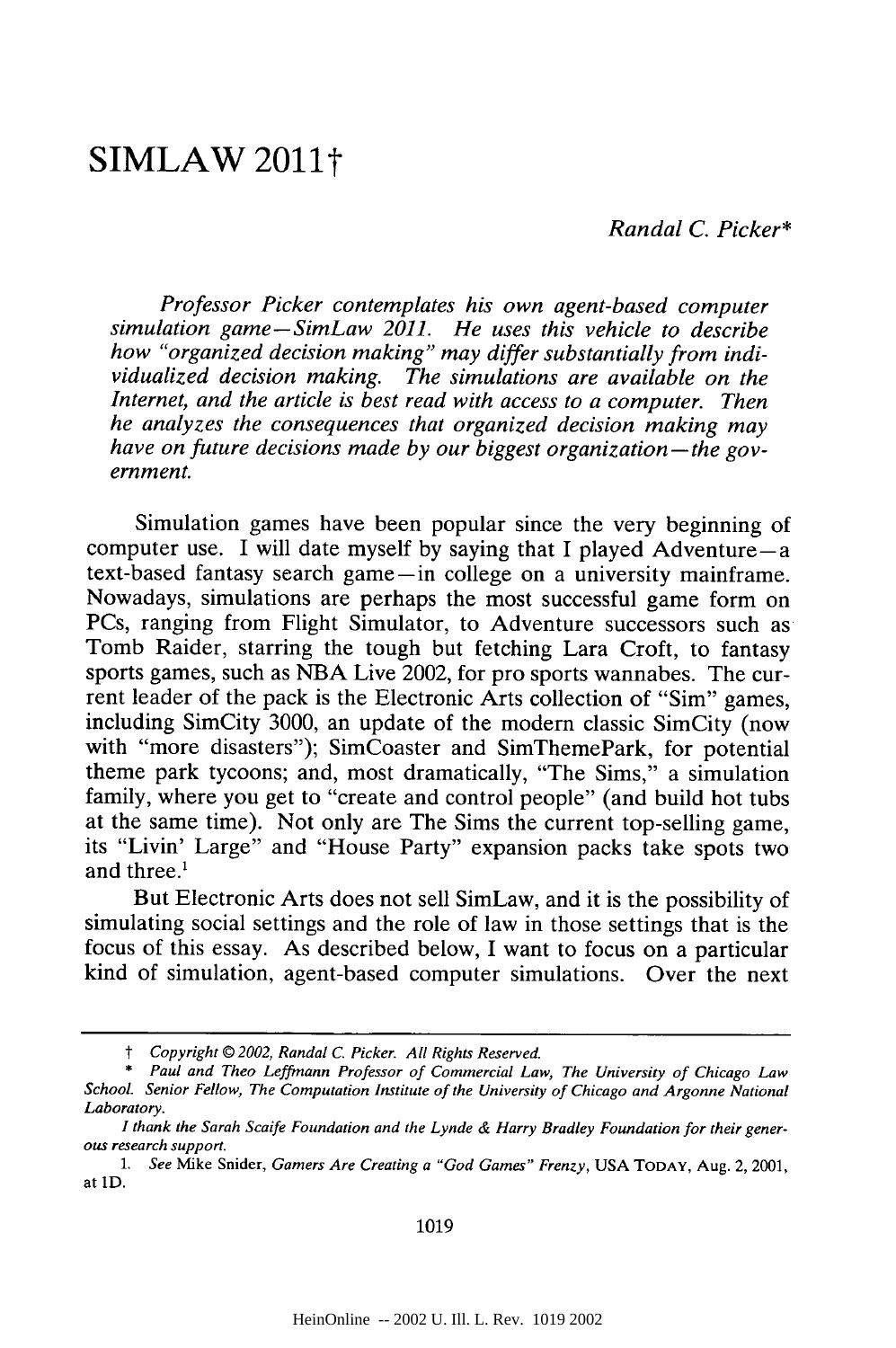# SIMLAW 2011†

*Randal C. Picker**

*Professor Picker contemplates his own agent-based computer simulation game—SimLaw 2011. He uses this vehicle to describe how "organized decision making" may differ substantially from individualized decision making. The simulations are available on the Internet, and the article is best read with access to a computer. Then he analyzes the consequences that organized decision making may have on future decisions made by our biggest organization—the government.*

Simulation games have been popular since the very beginning of computer use. I will date myself by saying that I played Adventure—a text-based fantasy search game—in college on a university mainframe. Nowadays, simulations are perhaps the most successful game form on PCs, ranging from Flight Simulator, to Adventure successors such as Tomb Raider, starring the tough but fetching Lara Croft, to fantasy sports games, such as NBA Live 2002, for pro sports wannabes. The current leader of the pack is the Electronic Arts collection of "Sim" games, including SimCity 3000, an update of the modern classic SimCity (now with "more disasters"); SimCoaster and SimThemePark, for potential theme park tycoons; and, most dramatically, "The Sims," a simulation family, where you get to "create and control people" (and build hot tubs at the same time). Not only are The Sims the current top-selling game, its "Livin' Large" and "House Party" expansion packs take spots two and three.[1]

But Electronic Arts does not sell SimLaw, and it is the possibility of simulating social settings and the role of law in those settings that is the focus of this essay. As described below, I want to focus on a particular kind of simulation, agent-based computer simulations. Over the next

---

† *Copyright © 2002, Randal C. Picker. All Rights Reserved.*

\* *Paul and Theo Leffmann Professor of Commercial Law, The University of Chicago Law School. Senior Fellow, The Computation Institute of the University of Chicago and Argonne National Laboratory.*

*I thank the Sarah Scaife Foundation and the Lynde & Harry Bradley Foundation for their generous research support.*

1. *See* Mike Snider, *Gamers Are Creating a "God Games" Frenzy*, USA TODAY, Aug. 2, 2001, at 1D.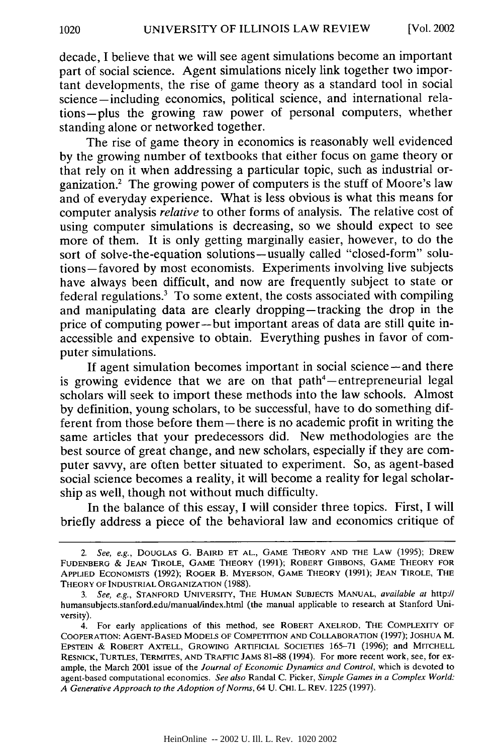decade, I believe that we will see agent simulations become an important part of social science. Agent simulations nicely link together two important developments, the rise of game theory as a standard tool in social science—including economics, political science, and international relations—plus the growing raw power of personal computers, whether standing alone or networked together.

The rise of game theory in economics is reasonably well evidenced by the growing number of textbooks that either focus on game theory or that rely on it when addressing a particular topic, such as industrial organization.[2] The growing power of computers is the stuff of Moore's law and of everyday experience. What is less obvious is what this means for computer analysis *relative* to other forms of analysis. The relative cost of using computer simulations is decreasing, so we should expect to see more of them. It is only getting marginally easier, however, to do the sort of solve-the-equation solutions—usually called "closed-form" solutions—favored by most economists. Experiments involving live subjects have always been difficult, and now are frequently subject to state or federal regulations.[3] To some extent, the costs associated with compiling and manipulating data are clearly dropping—tracking the drop in the price of computing power—but important areas of data are still quite inaccessible and expensive to obtain. Everything pushes in favor of computer simulations.

If agent simulation becomes important in social science—and there is growing evidence that we are on that path[4]—entrepreneurial legal scholars will seek to import these methods into the law schools. Almost by definition, young scholars, to be successful, have to do something different from those before them—there is no academic profit in writing the same articles that your predecessors did. New methodologies are the best source of great change, and new scholars, especially if they are computer savvy, are often better situated to experiment. So, as agent-based social science becomes a reality, it will become a reality for legal scholarship as well, though not without much difficulty.

In the balance of this essay, I will consider three topics. First, I will briefly address a piece of the behavioral law and economics critique of

---

2. *See, e.g.*, DOUGLAS G. BAIRD ET AL., GAME THEORY AND THE LAW (1995); DREW FUDENBERG & JEAN TIROLE, GAME THEORY (1991); ROBERT GIBBONS, GAME THEORY FOR APPLIED ECONOMISTS (1992); ROGER B. MYERSON, GAME THEORY (1991); JEAN TIROLE, THE THEORY OF INDUSTRIAL ORGANIZATION (1988).

3. *See, e.g.*, STANFORD UNIVERSITY, THE HUMAN SUBJECTS MANUAL, *available at* http://humansubjects.stanford.edu/manual/index.html (the manual applicable to research at Stanford University).

4. For early applications of this method, see ROBERT AXELROD, THE COMPLEXITY OF COOPERATION: AGENT-BASED MODELS OF COMPETITION AND COLLABORATION (1997); JOSHUA M. EPSTEIN & ROBERT AXTELL, GROWING ARTIFICIAL SOCIETIES 165–71 (1996); and MITCHELL RESNICK, TURTLES, TERMITES, AND TRAFFIC JAMS 81–88 (1994). For more recent work, see, for example, the March 2001 issue of the *Journal of Economic Dynamics and Control*, which is devoted to agent-based computational economics. *See also* Randal C. Picker, *Simple Games in a Complex World: A Generative Approach to the Adoption of Norms*, 64 U. CHI. L. REV. 1225 (1997).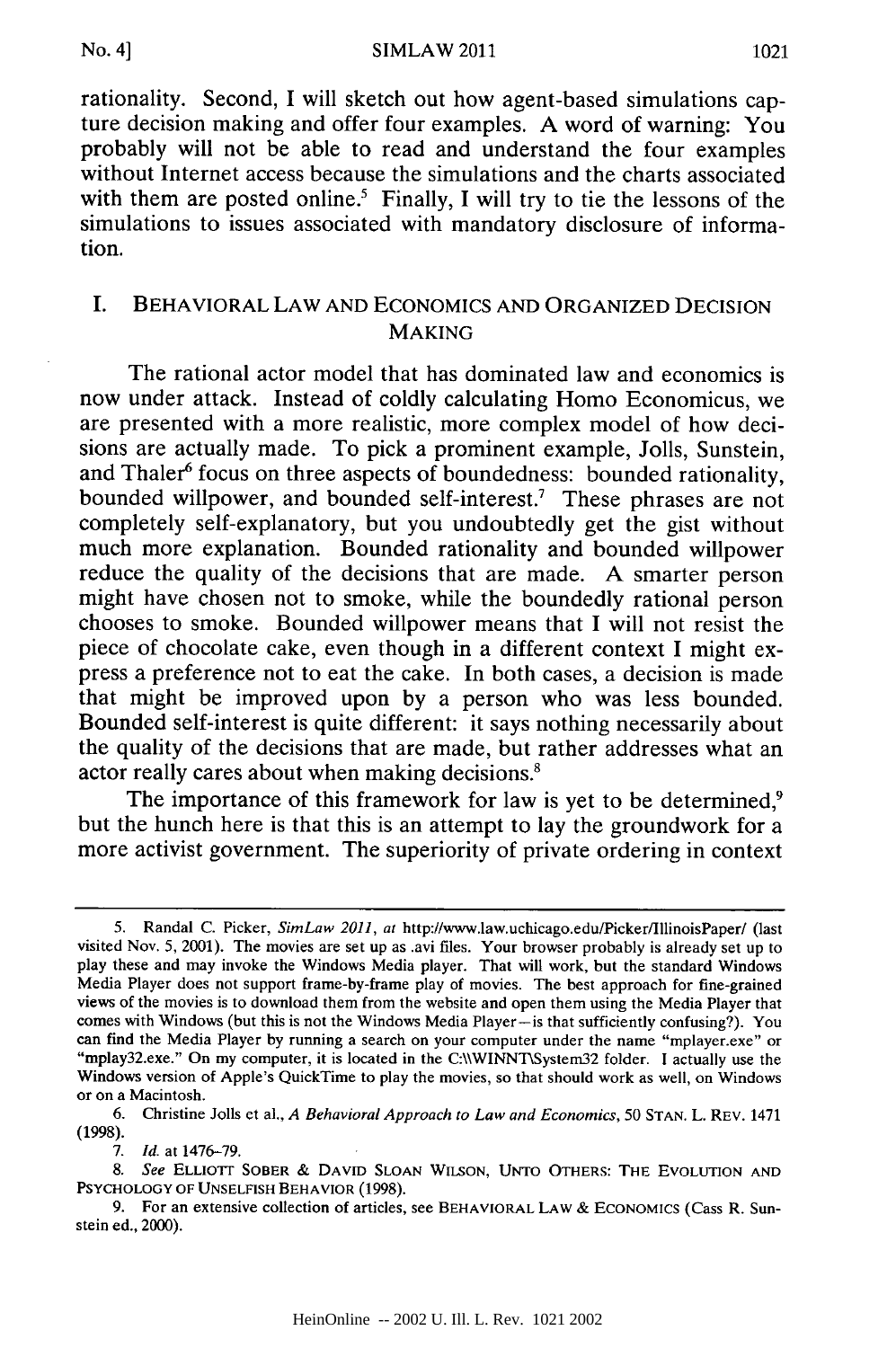rationality. Second, I will sketch out how agent-based simulations capture decision making and offer four examples. A word of warning: You probably will not be able to read and understand the four examples without Internet access because the simulations and the charts associated with them are posted online.[5] Finally, I will try to tie the lessons of the simulations to issues associated with mandatory disclosure of information.

## I. BEHAVIORAL LAW AND ECONOMICS AND ORGANIZED DECISION MAKING

The rational actor model that has dominated law and economics is now under attack. Instead of coldly calculating Homo Economicus, we are presented with a more realistic, more complex model of how decisions are actually made. To pick a prominent example, Jolls, Sunstein, and Thaler[6] focus on three aspects of boundedness: bounded rationality, bounded willpower, and bounded self-interest.[7] These phrases are not completely self-explanatory, but you undoubtedly get the gist without much more explanation. Bounded rationality and bounded willpower reduce the quality of the decisions that are made. A smarter person might have chosen not to smoke, while the boundedly rational person chooses to smoke. Bounded willpower means that I will not resist the piece of chocolate cake, even though in a different context I might express a preference not to eat the cake. In both cases, a decision is made that might be improved upon by a person who was less bounded. Bounded self-interest is quite different: it says nothing necessarily about the quality of the decisions that are made, but rather addresses what an actor really cares about when making decisions.[8]

The importance of this framework for law is yet to be determined,[9] but the hunch here is that this is an attempt to lay the groundwork for a more activist government. The superiority of private ordering in context

---

5. Randal C. Picker, *SimLaw 2011*, *at* http://www.law.uchicago.edu/Picker/IllinoisPaper/ (last visited Nov. 5, 2001). The movies are set up as .avi files. Your browser probably is already set up to play these and may invoke the Windows Media player. That will work, but the standard Windows Media Player does not support frame-by-frame play of movies. The best approach for fine-grained views of the movies is to download them from the website and open them using the Media Player that comes with Windows (but this is not the Windows Media Player—is that sufficiently confusing?). You can find the Media Player by running a search on your computer under the name "mplayer.exe" or "mplay32.exe." On my computer, it is located in the C:\\WINNT\System32 folder. I actually use the Windows version of Apple's QuickTime to play the movies, so that should work as well, on Windows or on a Macintosh.

6. Christine Jolls et al., *A Behavioral Approach to Law and Economics*, 50 STAN. L. REV. 1471 (1998).

7. *Id.* at 1476–79.

8. *See* ELLIOTT SOBER & DAVID SLOAN WILSON, UNTO OTHERS: THE EVOLUTION AND PSYCHOLOGY OF UNSELFISH BEHAVIOR (1998).

9. For an extensive collection of articles, see BEHAVIORAL LAW & ECONOMICS (Cass R. Sunstein ed., 2000).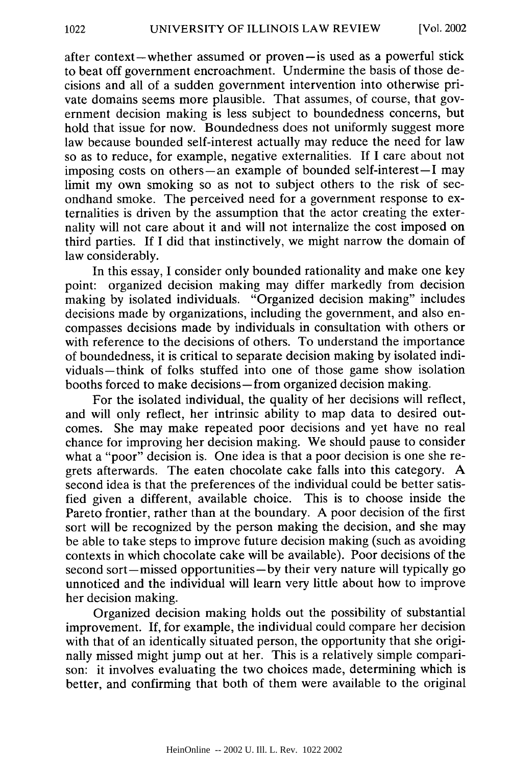after context—whether assumed or proven—is used as a powerful stick to beat off government encroachment. Undermine the basis of those decisions and all of a sudden government intervention into otherwise private domains seems more plausible. That assumes, of course, that government decision making is less subject to boundedness concerns, but hold that issue for now. Boundedness does not uniformly suggest more law because bounded self-interest actually may reduce the need for law so as to reduce, for example, negative externalities. If I care about not imposing costs on others—an example of bounded self-interest—I may limit my own smoking so as not to subject others to the risk of secondhand smoke. The perceived need for a government response to externalities is driven by the assumption that the actor creating the externality will not care about it and will not internalize the cost imposed on third parties. If I did that instinctively, we might narrow the domain of law considerably.

In this essay, I consider only bounded rationality and make one key point: organized decision making may differ markedly from decision making by isolated individuals. "Organized decision making" includes decisions made by organizations, including the government, and also encompasses decisions made by individuals in consultation with others or with reference to the decisions of others. To understand the importance of boundedness, it is critical to separate decision making by isolated individuals—think of folks stuffed into one of those game show isolation booths forced to make decisions—from organized decision making.

For the isolated individual, the quality of her decisions will reflect, and will only reflect, her intrinsic ability to map data to desired outcomes. She may make repeated poor decisions and yet have no real chance for improving her decision making. We should pause to consider what a "poor" decision is. One idea is that a poor decision is one she regrets afterwards. The eaten chocolate cake falls into this category. A second idea is that the preferences of the individual could be better satisfied given a different, available choice. This is to choose inside the Pareto frontier, rather than at the boundary. A poor decision of the first sort will be recognized by the person making the decision, and she may be able to take steps to improve future decision making (such as avoiding contexts in which chocolate cake will be available). Poor decisions of the second sort—missed opportunities—by their very nature will typically go unnoticed and the individual will learn very little about how to improve her decision making.

Organized decision making holds out the possibility of substantial improvement. If, for example, the individual could compare her decision with that of an identically situated person, the opportunity that she originally missed might jump out at her. This is a relatively simple comparison: it involves evaluating the two choices made, determining which is better, and confirming that both of them were available to the original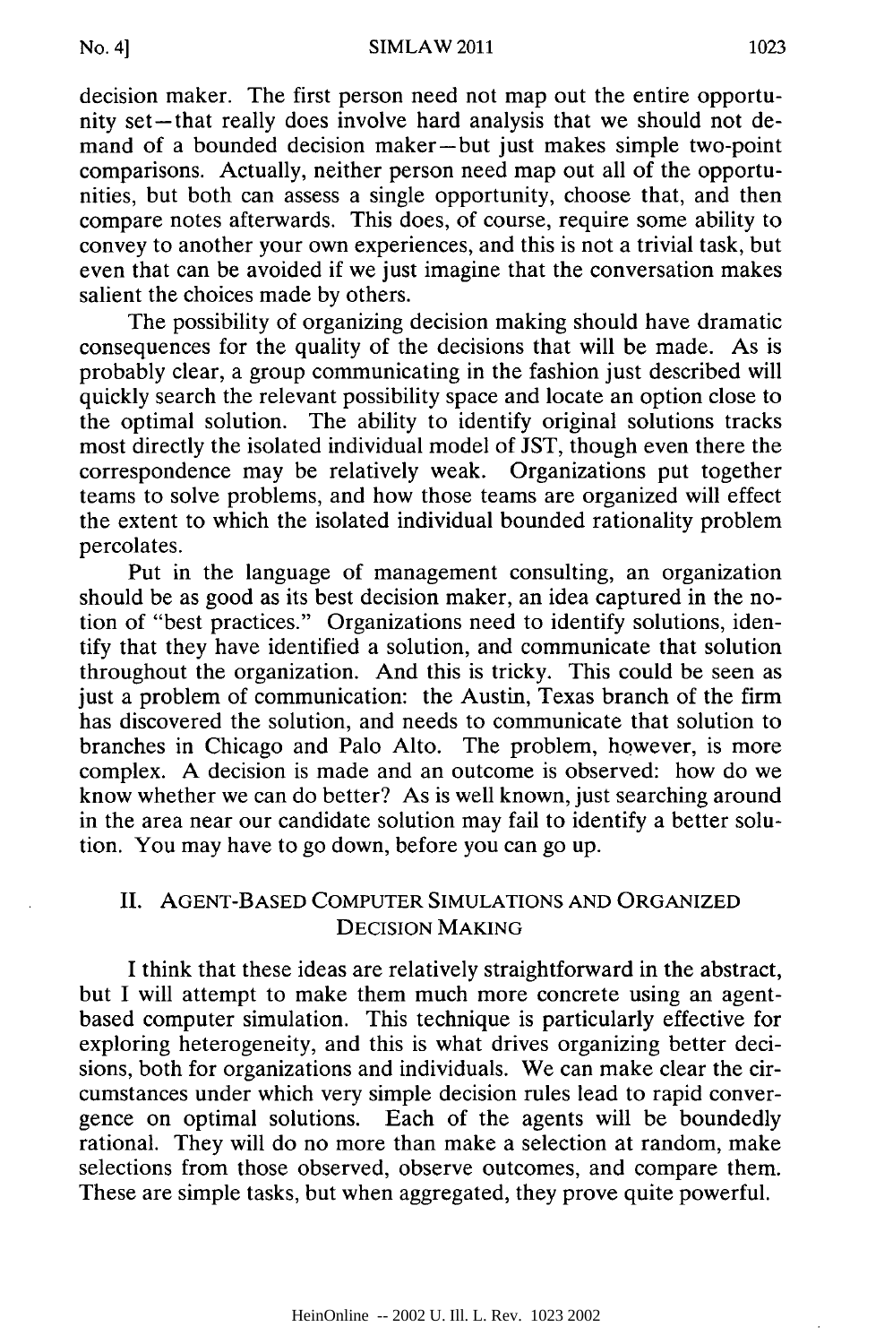decision maker. The first person need not map out the entire opportunity set—that really does involve hard analysis that we should not demand of a bounded decision maker—but just makes simple two-point comparisons. Actually, neither person need map out all of the opportunities, but both can assess a single opportunity, choose that, and then compare notes afterwards. This does, of course, require some ability to convey to another your own experiences, and this is not a trivial task, but even that can be avoided if we just imagine that the conversation makes salient the choices made by others.

The possibility of organizing decision making should have dramatic consequences for the quality of the decisions that will be made. As is probably clear, a group communicating in the fashion just described will quickly search the relevant possibility space and locate an option close to the optimal solution. The ability to identify original solutions tracks most directly the isolated individual model of JST, though even there the correspondence may be relatively weak. Organizations put together teams to solve problems, and how those teams are organized will effect the extent to which the isolated individual bounded rationality problem percolates.

Put in the language of management consulting, an organization should be as good as its best decision maker, an idea captured in the notion of "best practices." Organizations need to identify solutions, identify that they have identified a solution, and communicate that solution throughout the organization. And this is tricky. This could be seen as just a problem of communication: the Austin, Texas branch of the firm has discovered the solution, and needs to communicate that solution to branches in Chicago and Palo Alto. The problem, however, is more complex. A decision is made and an outcome is observed: how do we know whether we can do better? As is well known, just searching around in the area near our candidate solution may fail to identify a better solution. You may have to go down, before you can go up.

## II. Agent-Based Computer Simulations and Organized Decision Making

I think that these ideas are relatively straightforward in the abstract, but I will attempt to make them much more concrete using an agent-based computer simulation. This technique is particularly effective for exploring heterogeneity, and this is what drives organizing better decisions, both for organizations and individuals. We can make clear the circumstances under which very simple decision rules lead to rapid convergence on optimal solutions. Each of the agents will be boundedly rational. They will do no more than make a selection at random, make selections from those observed, observe outcomes, and compare them. These are simple tasks, but when aggregated, they prove quite powerful.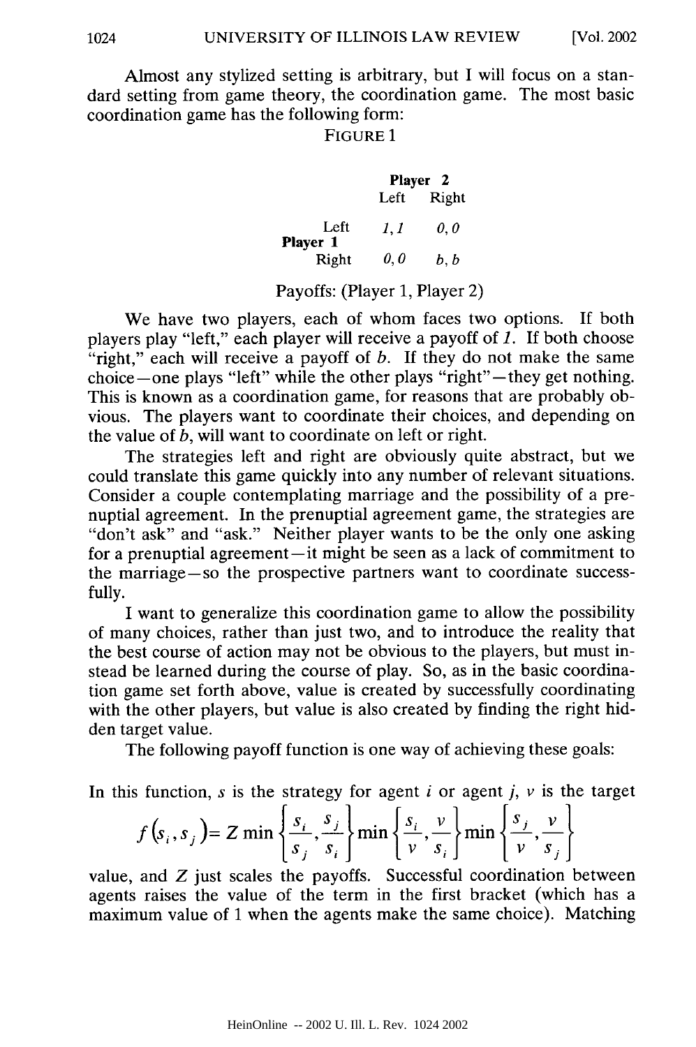Almost any stylized setting is arbitrary, but I will focus on a standard setting from game theory, the coordination game. The most basic coordination game has the following form:

FIGURE 1

| | | Player 2 Left | Player 2 Right |
|---|---|---|---|
| Player 1 | Left | *1, 1* | *0, 0* |
| | Right | *0, 0* | *b, b* |

Payoffs: (Player 1, Player 2)

We have two players, each of whom faces two options. If both players play "left," each player will receive a payoff of *1*. If both choose "right," each will receive a payoff of *b*. If they do not make the same choice—one plays "left" while the other plays "right"—they get nothing. This is known as a coordination game, for reasons that are probably obvious. The players want to coordinate their choices, and depending on the value of *b*, will want to coordinate on left or right.

The strategies left and right are obviously quite abstract, but we could translate this game quickly into any number of relevant situations. Consider a couple contemplating marriage and the possibility of a prenuptial agreement. In the prenuptial agreement game, the strategies are "don't ask" and "ask." Neither player wants to be the only one asking for a prenuptial agreement—it might be seen as a lack of commitment to the marriage—so the prospective partners want to coordinate successfully.

I want to generalize this coordination game to allow the possibility of many choices, rather than just two, and to introduce the reality that the best course of action may not be obvious to the players, but must instead be learned during the course of play. So, as in the basic coordination game set forth above, value is created by successfully coordinating with the other players, but value is also created by finding the right hidden target value.

The following payoff function is one way of achieving these goals:

$$f(s_i, s_j) = Z \min\left\{\frac{s_i}{s_j}, \frac{s_j}{s_i}\right\} \min\left\{\frac{s_i}{v}, \frac{v}{s_i}\right\} \min\left\{\frac{s_j}{v}, \frac{v}{s_j}\right\}$$

In this function, $s$ is the strategy for agent $i$ or agent $j$, $v$ is the target value, and $Z$ just scales the payoffs. Successful coordination between agents raises the value of the term in the first bracket (which has a maximum value of 1 when the agents make the same choice). Matching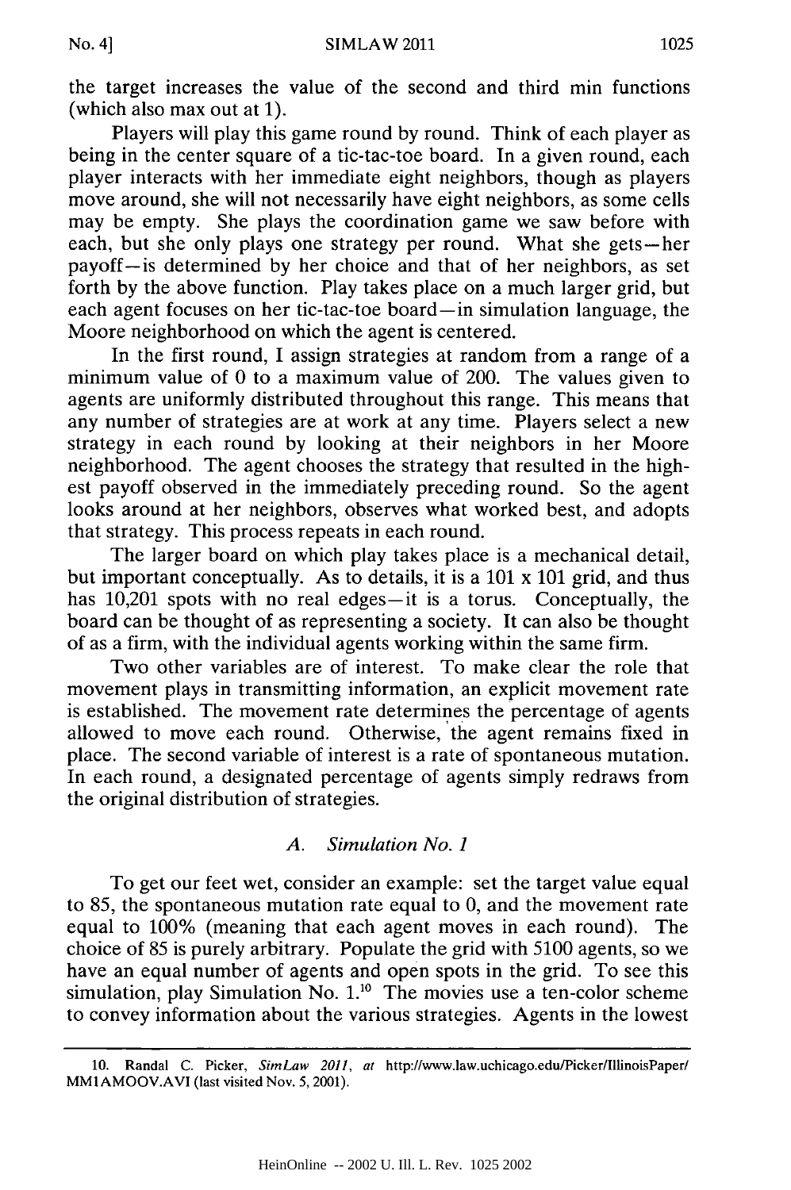the target increases the value of the second and third min functions (which also max out at 1).

Players will play this game round by round. Think of each player as being in the center square of a tic-tac-toe board. In a given round, each player interacts with her immediate eight neighbors, though as players move around, she will not necessarily have eight neighbors, as some cells may be empty. She plays the coordination game we saw before with each, but she only plays one strategy per round. What she gets—her payoff—is determined by her choice and that of her neighbors, as set forth by the above function. Play takes place on a much larger grid, but each agent focuses on her tic-tac-toe board—in simulation language, the Moore neighborhood on which the agent is centered.

In the first round, I assign strategies at random from a range of a minimum value of 0 to a maximum value of 200. The values given to agents are uniformly distributed throughout this range. This means that any number of strategies are at work at any time. Players select a new strategy in each round by looking at their neighbors in her Moore neighborhood. The agent chooses the strategy that resulted in the highest payoff observed in the immediately preceding round. So the agent looks around at her neighbors, observes what worked best, and adopts that strategy. This process repeats in each round.

The larger board on which play takes place is a mechanical detail, but important conceptually. As to details, it is a 101 x 101 grid, and thus has 10,201 spots with no real edges—it is a torus. Conceptually, the board can be thought of as representing a society. It can also be thought of as a firm, with the individual agents working within the same firm.

Two other variables are of interest. To make clear the role that movement plays in transmitting information, an explicit movement rate is established. The movement rate determines the percentage of agents allowed to move each round. Otherwise, the agent remains fixed in place. The second variable of interest is a rate of spontaneous mutation. In each round, a designated percentage of agents simply redraws from the original distribution of strategies.

### *A. Simulation No. 1*

To get our feet wet, consider an example: set the target value equal to 85, the spontaneous mutation rate equal to 0, and the movement rate equal to 100% (meaning that each agent moves in each round). The choice of 85 is purely arbitrary. Populate the grid with 5100 agents, so we have an equal number of agents and open spots in the grid. To see this simulation, play Simulation No. 1.[10] The movies use a ten-color scheme to convey information about the various strategies. Agents in the lowest

---

10. Randal C. Picker, *SimLaw 2011*, *at* http://www.law.uchicago.edu/Picker/IllinoisPaper/MM1AMOOV.AVI (last visited Nov. 5, 2001).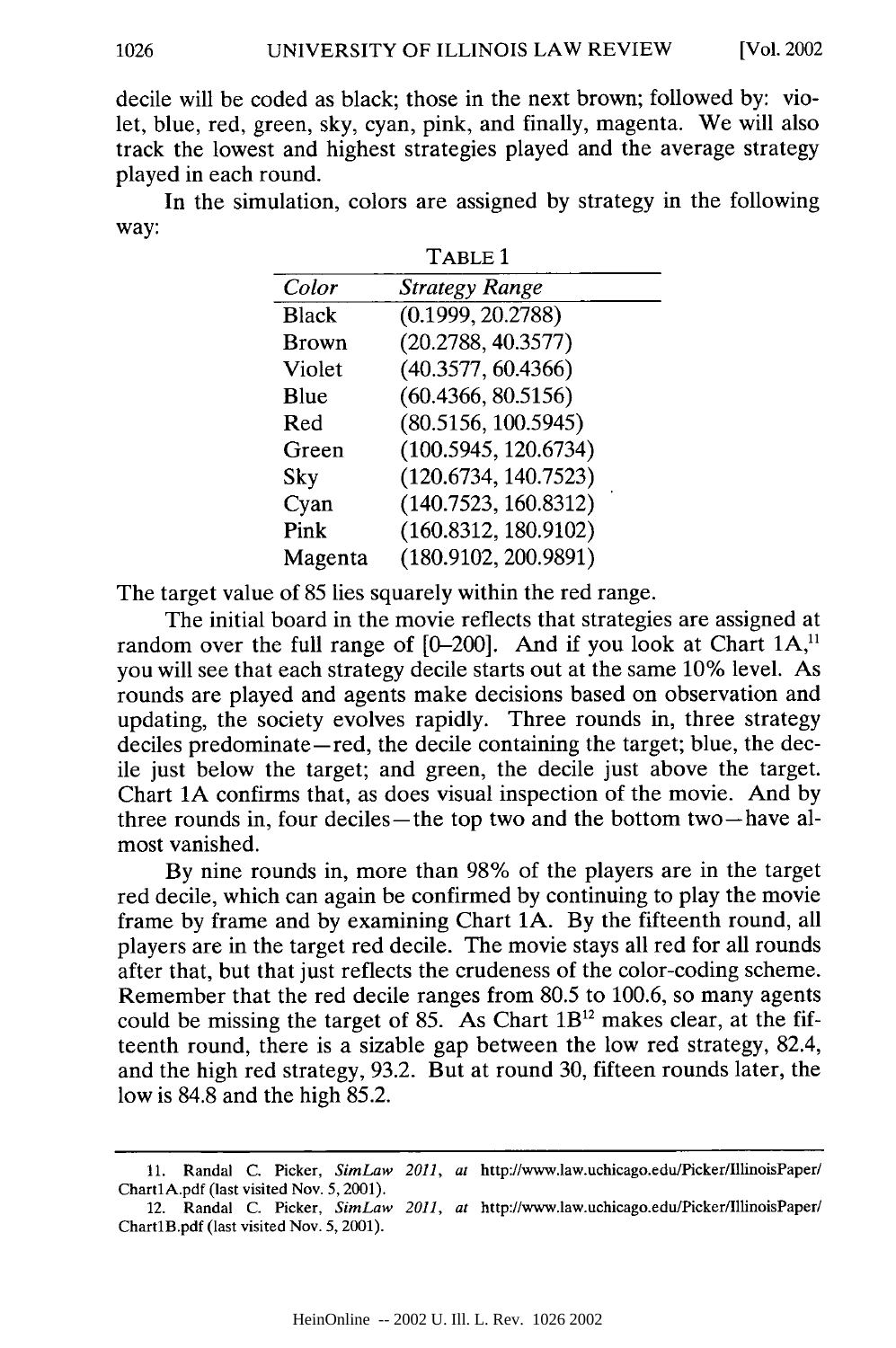decile will be coded as black; those in the next brown; followed by: violet, blue, red, green, sky, cyan, pink, and finally, magenta. We will also track the lowest and highest strategies played and the average strategy played in each round.

In the simulation, colors are assigned by strategy in the following way:

TABLE 1

| *Color* | *Strategy Range* |
|---|---|
| Black | (0.1999, 20.2788) |
| Brown | (20.2788, 40.3577) |
| Violet | (40.3577, 60.4366) |
| Blue | (60.4366, 80.5156) |
| Red | (80.5156, 100.5945) |
| Green | (100.5945, 120.6734) |
| Sky | (120.6734, 140.7523) |
| Cyan | (140.7523, 160.8312) |
| Pink | (160.8312, 180.9102) |
| Magenta | (180.9102, 200.9891) |

The target value of 85 lies squarely within the red range.

The initial board in the movie reflects that strategies are assigned at random over the full range of [0–200]. And if you look at Chart 1A,[11] you will see that each strategy decile starts out at the same 10% level. As rounds are played and agents make decisions based on observation and updating, the society evolves rapidly. Three rounds in, three strategy deciles predominate—red, the decile containing the target; blue, the decile just below the target; and green, the decile just above the target. Chart 1A confirms that, as does visual inspection of the movie. And by three rounds in, four deciles—the top two and the bottom two—have almost vanished.

By nine rounds in, more than 98% of the players are in the target red decile, which can again be confirmed by continuing to play the movie frame by frame and by examining Chart 1A. By the fifteenth round, all players are in the target red decile. The movie stays all red for all rounds after that, but that just reflects the crudeness of the color-coding scheme. Remember that the red decile ranges from 80.5 to 100.6, so many agents could be missing the target of 85. As Chart 1B[12] makes clear, at the fifteenth round, there is a sizable gap between the low red strategy, 82.4, and the high red strategy, 93.2. But at round 30, fifteen rounds later, the low is 84.8 and the high 85.2.

---

11. Randal C. Picker, *SimLaw 2011*, *at* http://www.law.uchicago.edu/Picker/IllinoisPaper/Chart1A.pdf (last visited Nov. 5, 2001).

12. Randal C. Picker, *SimLaw 2011*, *at* http://www.law.uchicago.edu/Picker/IllinoisPaper/Chart1B.pdf (last visited Nov. 5, 2001).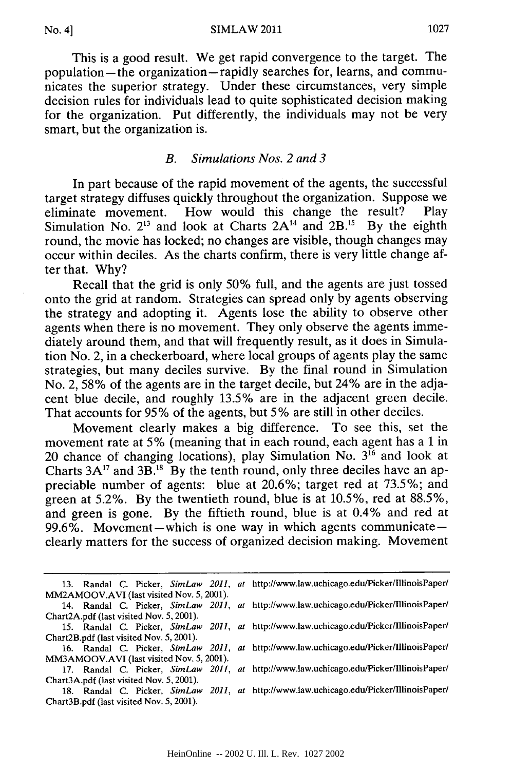This is a good result. We get rapid convergence to the target. The population—the organization—rapidly searches for, learns, and communicates the superior strategy. Under these circumstances, very simple decision rules for individuals lead to quite sophisticated decision making for the organization. Put differently, the individuals may not be very smart, but the organization is.

### *B. Simulations Nos. 2 and 3*

In part because of the rapid movement of the agents, the successful target strategy diffuses quickly throughout the organization. Suppose we eliminate movement. How would this change the result? Play Simulation No. 2[13] and look at Charts 2A[14] and 2B.[15] By the eighth round, the movie has locked; no changes are visible, though changes may occur within deciles. As the charts confirm, there is very little change after that. Why?

Recall that the grid is only 50% full, and the agents are just tossed onto the grid at random. Strategies can spread only by agents observing the strategy and adopting it. Agents lose the ability to observe other agents when there is no movement. They only observe the agents immediately around them, and that will frequently result, as it does in Simulation No. 2, in a checkerboard, where local groups of agents play the same strategies, but many deciles survive. By the final round in Simulation No. 2, 58% of the agents are in the target decile, but 24% are in the adjacent blue decile, and roughly 13.5% are in the adjacent green decile. That accounts for 95% of the agents, but 5% are still in other deciles.

Movement clearly makes a big difference. To see this, set the movement rate at 5% (meaning that in each round, each agent has a 1 in 20 chance of changing locations), play Simulation No. 3[16] and look at Charts 3A[17] and 3B.[18] By the tenth round, only three deciles have an appreciable number of agents: blue at 20.6%; target red at 73.5%; and green at 5.2%. By the twentieth round, blue is at 10.5%, red at 88.5%, and green is gone. By the fiftieth round, blue is at 0.4% and red at 99.6%. Movement—which is one way in which agents communicate—clearly matters for the success of organized decision making. Movement

---

13. Randal C. Picker, *SimLaw 2011*, *at* http://www.law.uchicago.edu/Picker/IllinoisPaper/MM2AMOOV.AVI (last visited Nov. 5, 2001).

14. Randal C. Picker, *SimLaw 2011*, *at* http://www.law.uchicago.edu/Picker/IllinoisPaper/Chart2A.pdf (last visited Nov. 5, 2001).

15. Randal C. Picker, *SimLaw 2011*, *at* http://www.law.uchicago.edu/Picker/IllinoisPaper/Chart2B.pdf (last visited Nov. 5, 2001).

16. Randal C. Picker, *SimLaw 2011*, *at* http://www.law.uchicago.edu/Picker/IllinoisPaper/MM3AMOOV.AVI (last visited Nov. 5, 2001).

17. Randal C. Picker, *SimLaw 2011*, *at* http://www.law.uchicago.edu/Picker/IllinoisPaper/Chart3A.pdf (last visited Nov. 5, 2001).

18. Randal C. Picker, *SimLaw 2011*, *at* http://www.law.uchicago.edu/Picker/IllinoisPaper/Chart3B.pdf (last visited Nov. 5, 2001).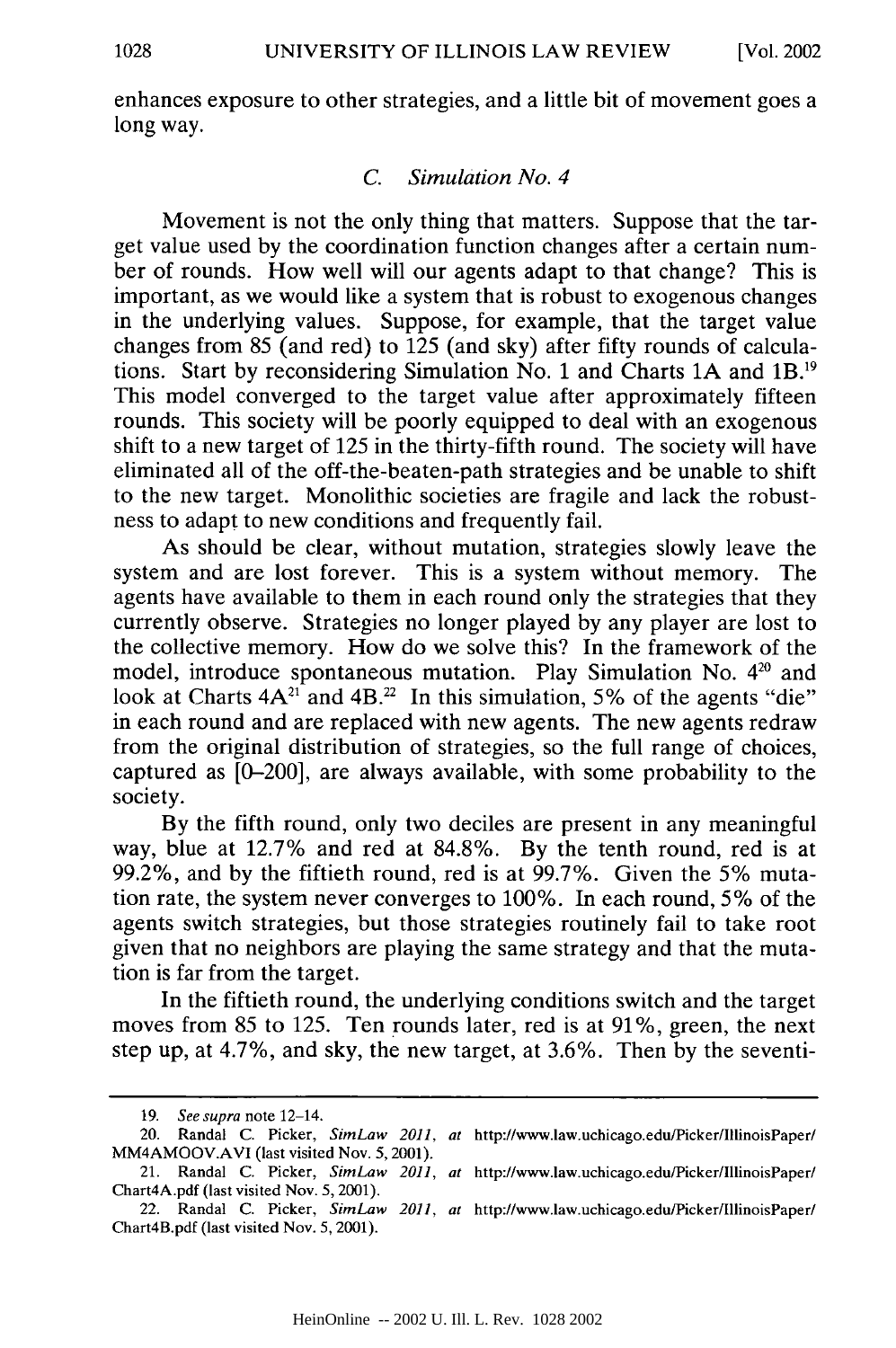enhances exposure to other strategies, and a little bit of movement goes a long way.

### C. *Simulation No. 4*

Movement is not the only thing that matters. Suppose that the target value used by the coordination function changes after a certain number of rounds. How well will our agents adapt to that change? This is important, as we would like a system that is robust to exogenous changes in the underlying values. Suppose, for example, that the target value changes from 85 (and red) to 125 (and sky) after fifty rounds of calculations. Start by reconsidering Simulation No. 1 and Charts 1A and 1B.[19] This model converged to the target value after approximately fifteen rounds. This society will be poorly equipped to deal with an exogenous shift to a new target of 125 in the thirty-fifth round. The society will have eliminated all of the off-the-beaten-path strategies and be unable to shift to the new target. Monolithic societies are fragile and lack the robustness to adapt to new conditions and frequently fail.

As should be clear, without mutation, strategies slowly leave the system and are lost forever. This is a system without memory. The agents have available to them in each round only the strategies that they currently observe. Strategies no longer played by any player are lost to the collective memory. How do we solve this? In the framework of the model, introduce spontaneous mutation. Play Simulation No. 4[20] and look at Charts 4A[21] and 4B.[22] In this simulation, 5% of the agents "die" in each round and are replaced with new agents. The new agents redraw from the original distribution of strategies, so the full range of choices, captured as [0–200], are always available, with some probability to the society.

By the fifth round, only two deciles are present in any meaningful way, blue at 12.7% and red at 84.8%. By the tenth round, red is at 99.2%, and by the fiftieth round, red is at 99.7%. Given the 5% mutation rate, the system never converges to 100%. In each round, 5% of the agents switch strategies, but those strategies routinely fail to take root given that no neighbors are playing the same strategy and that the mutation is far from the target.

In the fiftieth round, the underlying conditions switch and the target moves from 85 to 125. Ten rounds later, red is at 91%, green, the next step up, at 4.7%, and sky, the new target, at 3.6%. Then by the seventi-

---

19. *See supra* note 12–14.

20. Randal C. Picker, *SimLaw 2011*, *at* http://www.law.uchicago.edu/Picker/IllinoisPaper/MM4AMOOV.AVI (last visited Nov. 5, 2001).

21. Randal C. Picker, *SimLaw 2011*, *at* http://www.law.uchicago.edu/Picker/IllinoisPaper/Chart4A.pdf (last visited Nov. 5, 2001).

22. Randal C. Picker, *SimLaw 2011*, *at* http://www.law.uchicago.edu/Picker/IllinoisPaper/Chart4B.pdf (last visited Nov. 5, 2001).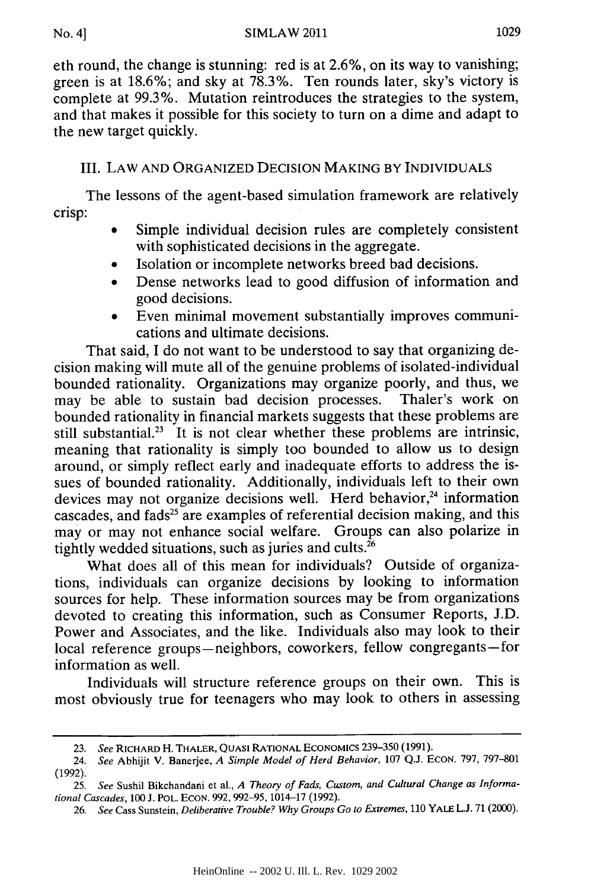eth round, the change is stunning: red is at 2.6%, on its way to vanishing; green is at 18.6%; and sky at 78.3%. Ten rounds later, sky's victory is complete at 99.3%. Mutation reintroduces the strategies to the system, and that makes it possible for this society to turn on a dime and adapt to the new target quickly.

## III. LAW AND ORGANIZED DECISION MAKING BY INDIVIDUALS

The lessons of the agent-based simulation framework are relatively crisp:

- Simple individual decision rules are completely consistent with sophisticated decisions in the aggregate.
- Isolation or incomplete networks breed bad decisions.
- Dense networks lead to good diffusion of information and good decisions.
- Even minimal movement substantially improves communications and ultimate decisions.

That said, I do not want to be understood to say that organizing decision making will mute all of the genuine problems of isolated-individual bounded rationality. Organizations may organize poorly, and thus, we may be able to sustain bad decision processes. Thaler's work on bounded rationality in financial markets suggests that these problems are still substantial.[23] It is not clear whether these problems are intrinsic, meaning that rationality is simply too bounded to allow us to design around, or simply reflect early and inadequate efforts to address the issues of bounded rationality. Additionally, individuals left to their own devices may not organize decisions well. Herd behavior,[24] information cascades, and fads[25] are examples of referential decision making, and this may or may not enhance social welfare. Groups can also polarize in tightly wedded situations, such as juries and cults.[26]

What does all of this mean for individuals? Outside of organizations, individuals can organize decisions by looking to information sources for help. These information sources may be from organizations devoted to creating this information, such as Consumer Reports, J.D. Power and Associates, and the like. Individuals also may look to their local reference groups—neighbors, coworkers, fellow congregants—for information as well.

Individuals will structure reference groups on their own. This is most obviously true for teenagers who may look to others in assessing

---

23. *See* RICHARD H. THALER, QUASI RATIONAL ECONOMICS 239–350 (1991).

24. *See* Abhijit V. Banerjee, *A Simple Model of Herd Behavior*, 107 Q.J. ECON. 797, 797–801 (1992).

25. *See* Sushil Bikchandani et al., *A Theory of Fads, Custom, and Cultural Change as Informational Cascades*, 100 J. POL. ECON. 992, 992–95, 1014–17 (1992).

26. *See* Cass Sunstein, *Deliberative Trouble? Why Groups Go to Extremes*, 110 YALE L.J. 71 (2000).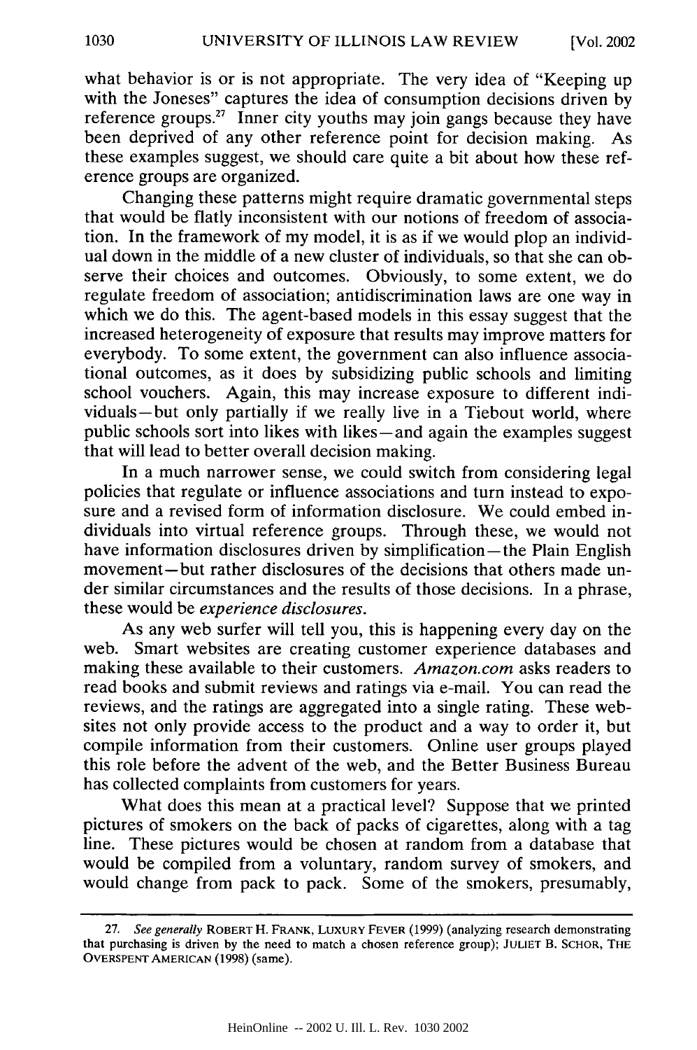what behavior is or is not appropriate. The very idea of "Keeping up with the Joneses" captures the idea of consumption decisions driven by reference groups.[27] Inner city youths may join gangs because they have been deprived of any other reference point for decision making. As these examples suggest, we should care quite a bit about how these reference groups are organized.

Changing these patterns might require dramatic governmental steps that would be flatly inconsistent with our notions of freedom of association. In the framework of my model, it is as if we would plop an individual down in the middle of a new cluster of individuals, so that she can observe their choices and outcomes. Obviously, to some extent, we do regulate freedom of association; antidiscrimination laws are one way in which we do this. The agent-based models in this essay suggest that the increased heterogeneity of exposure that results may improve matters for everybody. To some extent, the government can also influence associational outcomes, as it does by subsidizing public schools and limiting school vouchers. Again, this may increase exposure to different individuals—but only partially if we really live in a Tiebout world, where public schools sort into likes with likes—and again the examples suggest that will lead to better overall decision making.

In a much narrower sense, we could switch from considering legal policies that regulate or influence associations and turn instead to exposure and a revised form of information disclosure. We could embed individuals into virtual reference groups. Through these, we would not have information disclosures driven by simplification—the Plain English movement—but rather disclosures of the decisions that others made under similar circumstances and the results of those decisions. In a phrase, these would be *experience disclosures*.

As any web surfer will tell you, this is happening every day on the web. Smart websites are creating customer experience databases and making these available to their customers. *Amazon.com* asks readers to read books and submit reviews and ratings via e-mail. You can read the reviews, and the ratings are aggregated into a single rating. These websites not only provide access to the product and a way to order it, but compile information from their customers. Online user groups played this role before the advent of the web, and the Better Business Bureau has collected complaints from customers for years.

What does this mean at a practical level? Suppose that we printed pictures of smokers on the back of packs of cigarettes, along with a tag line. These pictures would be chosen at random from a database that would be compiled from a voluntary, random survey of smokers, and would change from pack to pack. Some of the smokers, presumably,

---

27. *See generally* ROBERT H. FRANK, LUXURY FEVER (1999) (analyzing research demonstrating that purchasing is driven by the need to match a chosen reference group); JULIET B. SCHOR, THE OVERSPENT AMERICAN (1998) (same).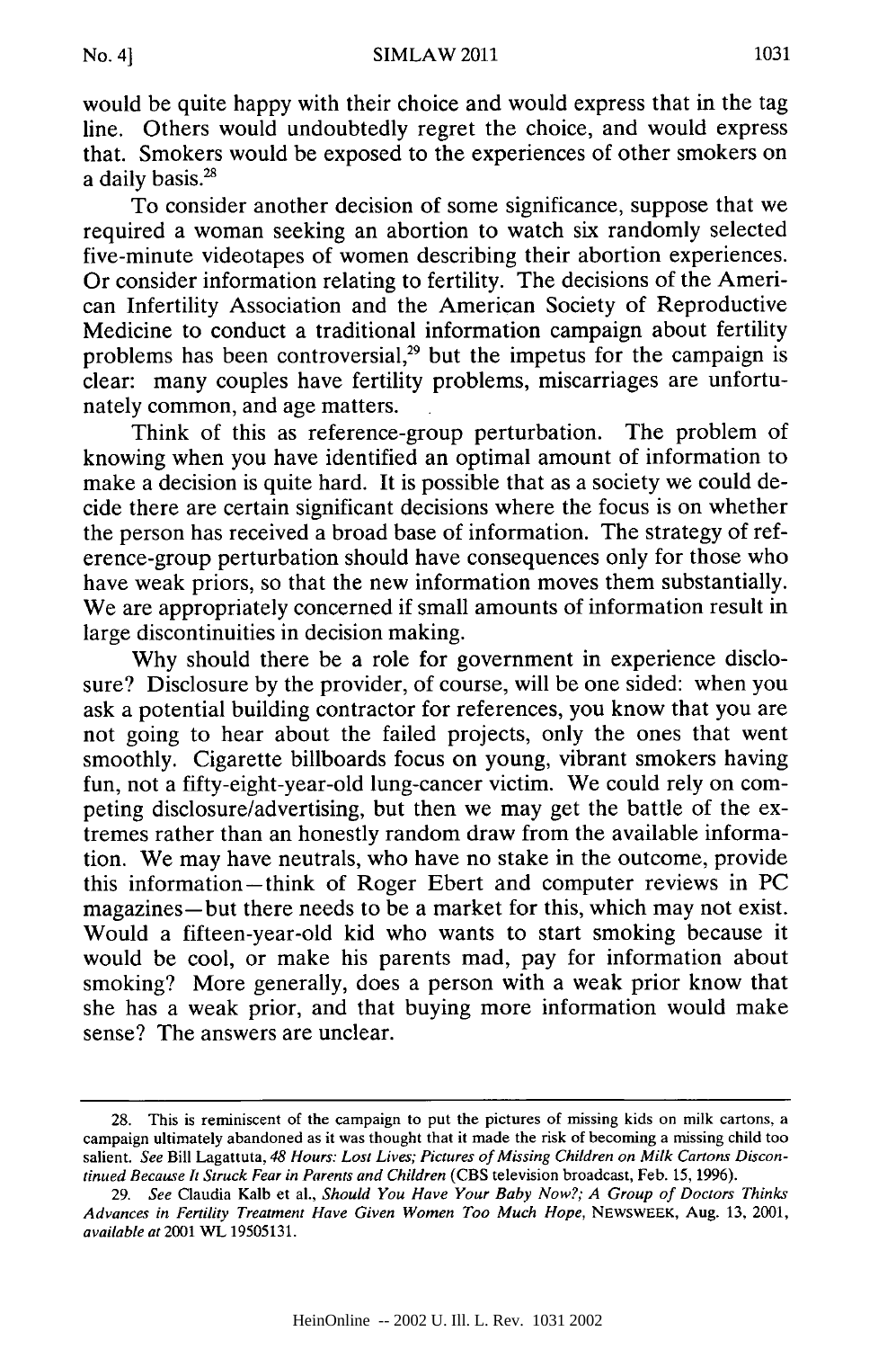would be quite happy with their choice and would express that in the tag line. Others would undoubtedly regret the choice, and would express that. Smokers would be exposed to the experiences of other smokers on a daily basis.[28]

To consider another decision of some significance, suppose that we required a woman seeking an abortion to watch six randomly selected five-minute videotapes of women describing their abortion experiences. Or consider information relating to fertility. The decisions of the American Infertility Association and the American Society of Reproductive Medicine to conduct a traditional information campaign about fertility problems has been controversial,[29] but the impetus for the campaign is clear: many couples have fertility problems, miscarriages are unfortunately common, and age matters.

Think of this as reference-group perturbation. The problem of knowing when you have identified an optimal amount of information to make a decision is quite hard. It is possible that as a society we could decide there are certain significant decisions where the focus is on whether the person has received a broad base of information. The strategy of reference-group perturbation should have consequences only for those who have weak priors, so that the new information moves them substantially. We are appropriately concerned if small amounts of information result in large discontinuities in decision making.

Why should there be a role for government in experience disclosure? Disclosure by the provider, of course, will be one sided: when you ask a potential building contractor for references, you know that you are not going to hear about the failed projects, only the ones that went smoothly. Cigarette billboards focus on young, vibrant smokers having fun, not a fifty-eight-year-old lung-cancer victim. We could rely on competing disclosure/advertising, but then we may get the battle of the extremes rather than an honestly random draw from the available information. We may have neutrals, who have no stake in the outcome, provide this information—think of Roger Ebert and computer reviews in PC magazines—but there needs to be a market for this, which may not exist. Would a fifteen-year-old kid who wants to start smoking because it would be cool, or make his parents mad, pay for information about smoking? More generally, does a person with a weak prior know that she has a weak prior, and that buying more information would make sense? The answers are unclear.

---

28. This is reminiscent of the campaign to put the pictures of missing kids on milk cartons, a campaign ultimately abandoned as it was thought that it made the risk of becoming a missing child too salient. *See* Bill Lagattuta, *48 Hours: Lost Lives; Pictures of Missing Children on Milk Cartons Discontinued Because It Struck Fear in Parents and Children* (CBS television broadcast, Feb. 15, 1996).

29. *See* Claudia Kalb et al., *Should You Have Your Baby Now?; A Group of Doctors Thinks Advances in Fertility Treatment Have Given Women Too Much Hope*, NEWSWEEK, Aug. 13, 2001, *available at* 2001 WL 19505131.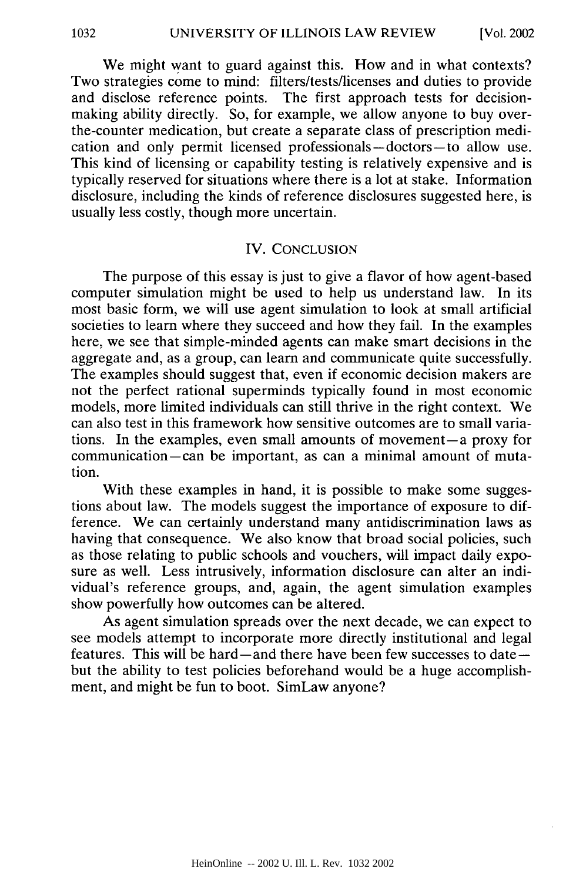We might want to guard against this. How and in what contexts? Two strategies come to mind: filters/tests/licenses and duties to provide and disclose reference points. The first approach tests for decision-making ability directly. So, for example, we allow anyone to buy over-the-counter medication, but create a separate class of prescription medication and only permit licensed professionals—doctors—to allow use. This kind of licensing or capability testing is relatively expensive and is typically reserved for situations where there is a lot at stake. Information disclosure, including the kinds of reference disclosures suggested here, is usually less costly, though more uncertain.

## IV. CONCLUSION

The purpose of this essay is just to give a flavor of how agent-based computer simulation might be used to help us understand law. In its most basic form, we will use agent simulation to look at small artificial societies to learn where they succeed and how they fail. In the examples here, we see that simple-minded agents can make smart decisions in the aggregate and, as a group, can learn and communicate quite successfully. The examples should suggest that, even if economic decision makers are not the perfect rational superminds typically found in most economic models, more limited individuals can still thrive in the right context. We can also test in this framework how sensitive outcomes are to small variations. In the examples, even small amounts of movement—a proxy for communication—can be important, as can a minimal amount of mutation.

With these examples in hand, it is possible to make some suggestions about law. The models suggest the importance of exposure to difference. We can certainly understand many antidiscrimination laws as having that consequence. We also know that broad social policies, such as those relating to public schools and vouchers, will impact daily exposure as well. Less intrusively, information disclosure can alter an individual's reference groups, and, again, the agent simulation examples show powerfully how outcomes can be altered.

As agent simulation spreads over the next decade, we can expect to see models attempt to incorporate more directly institutional and legal features. This will be hard—and there have been few successes to date—but the ability to test policies beforehand would be a huge accomplishment, and might be fun to boot. SimLaw anyone?